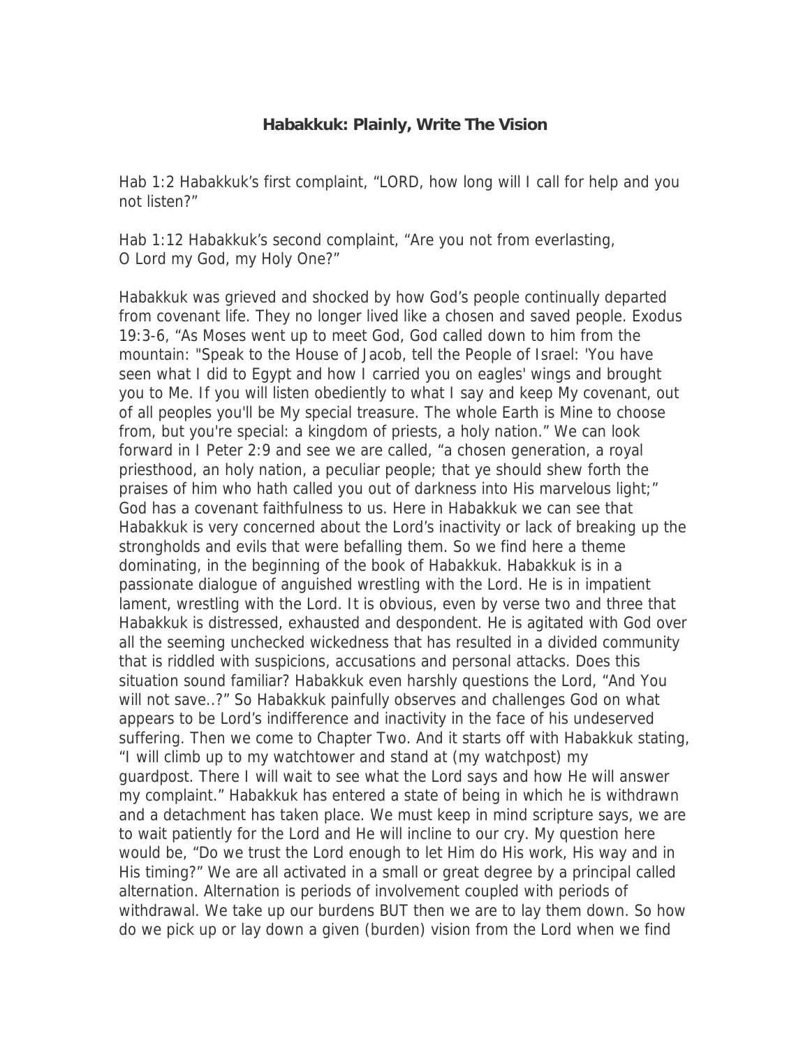# Habakkuk: Plainly, Write The Vision

Hab 1:2 Habakkuk's first complaint, "LORD, how long will I call for help and you not listen?"

Hab 1:12 Habakkuk's second complaint, "Are you not from everlasting, O Lord my God, my Holy One?"

Habakkuk was grieved and shocked by how God's people continually departed from covenant life. They no longer lived like a chosen and saved people. Exodus 19:3-6, "As Moses went up to meet God, God called down to him from the mountain: "Speak to the House of Jacob, tell the People of Israel: 'You have seen what I did to Egypt and how I carried you on eagles' wings and brought you to Me. If you will listen obediently to what I say and keep My covenant, out of all peoples you'll be My special treasure. The whole Earth is Mine to choose from, but you're special: a kingdom of priests, a holy nation." We can look forward in I Peter 2:9 and see we are called, "a chosen generation, a royal priesthood, an holy nation, a peculiar people; that ye should shew forth the praises of him who hath called you out of darkness into His marvelous light;" God has a covenant faithfulness to us. Here in Habakkuk we can see that Habakkuk is very concerned about the Lord's inactivity or lack of breaking up the strongholds and evils that were befalling them. So we find here a theme dominating, in the beginning of the book of Habakkuk. Habakkuk is in a passionate dialogue of anguished wrestling with the Lord. He is in impatient lament, wrestling with the Lord. It is obvious, even by verse two and three that Habakkuk is distressed, exhausted and despondent. He is agitated with God over all the seeming unchecked wickedness that has resulted in a divided community that is riddled with suspicions, accusations and personal attacks. Does this situation sound familiar? Habakkuk even harshly questions the Lord, "And You will not save..?" So Habakkuk painfully observes and challenges God on what appears to be Lord's indifference and inactivity in the face of his undeserved suffering. Then we come to Chapter Two. And it starts off with Habakkuk stating, "I will climb up to my watchtower and stand at (my watchpost) my guardpost. There I will wait to see what the Lord says and how He will answer my complaint." Habakkuk has entered a state of being in which he is withdrawn and a detachment has taken place. We must keep in mind scripture says, we are to wait patiently for the Lord and He will incline to our cry. My question here would be, "Do we trust the Lord enough to let Him do His work, His way and in His timing?" We are all activated in a small or great degree by a principal called alternation. Alternation is periods of involvement coupled with periods of withdrawal. We take up our burdens BUT then we are to lay them down. So how do we pick up or lay down a given (burden) vision from the Lord when we find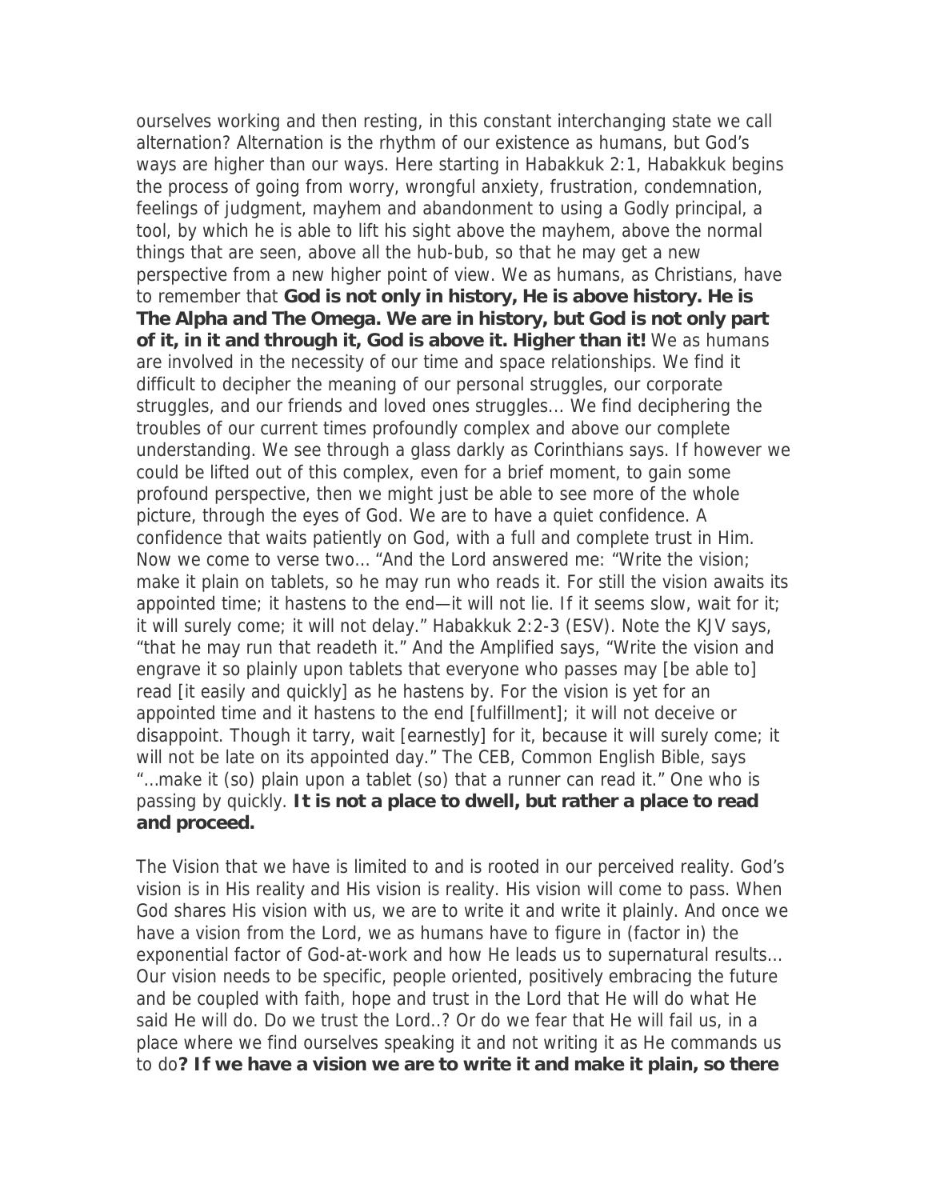ourselves working and then resting, in this constant interchanging state we call alternation? Alternation is the rhythm of our existence as humans, but God's ways are higher than our ways. Here starting in Habakkuk 2:1, Habakkuk begins the process of going from worry, wrongful anxiety, frustration, condemnation, feelings of judgment, mayhem and abandonment to using a Godly principal, a tool, by which he is able to lift his sight above the mayhem, above the normal things that are seen, above all the hub-bub, so that he may get a new perspective from a new higher point of view. We as humans, as Christians, have to remember that **God is not only in history, He is above history. He is The Alpha and The Omega. We are in history, but God is not only part of it, in it and through it, God is above it. Higher than it!** We as humans are involved in the necessity of our time and space relationships. We find it difficult to decipher the meaning of our personal struggles, our corporate struggles, and our friends and loved ones struggles... We find deciphering the troubles of our current times profoundly complex and above our complete understanding. We see through a glass darkly as Corinthians says. If however we could be lifted out of this complex, even for a brief moment, to gain some profound perspective, then we might just be able to see more of the whole picture, through the eyes of God. We are to have a quiet confidence. A confidence that waits patiently on God, with a full and complete trust in Him. Now we come to verse two... "And the Lord answered me: "Write the vision; make it plain on tablets, so he may run who reads it. For still the vision awaits its appointed time; it hastens to the end—it will not lie. If it seems slow, wait for it; it will surely come; it will not delay." Habakkuk 2:2-3 (ESV). Note the KJV says, "that he may run that readeth it." And the Amplified says, "Write the vision and engrave it so plainly upon tablets that everyone who passes may [be able to] read [it easily and quickly] as he hastens by. For the vision is yet for an appointed time and it hastens to the end [fulfillment]; it will not deceive or disappoint. Though it tarry, wait [earnestly] for it, because it will surely come; it will not be late on its appointed day." The CEB, Common English Bible, says "...make it (so) plain upon a tablet (so) that a runner can read it." One who is passing by quickly. **It is not a place to dwell, but rather a place to read and proceed.**

The Vision that we have is limited to and is rooted in our perceived reality. God's vision is in His reality and His vision is reality. His vision will come to pass. When God shares His vision with us, we are to write it and write it plainly. And once we have a vision from the Lord, we as humans have to figure in (factor in) the exponential factor of God-at-work and how He leads us to supernatural results... Our vision needs to be specific, people oriented, positively embracing the future and be coupled with faith, hope and trust in the Lord that He will do what He said He will do. Do we trust the Lord..? Or do we fear that He will fail us, in a place where we find ourselves speaking it and not writing it as He commands us to do**? If we have a vision we are to write it and make it plain, so there**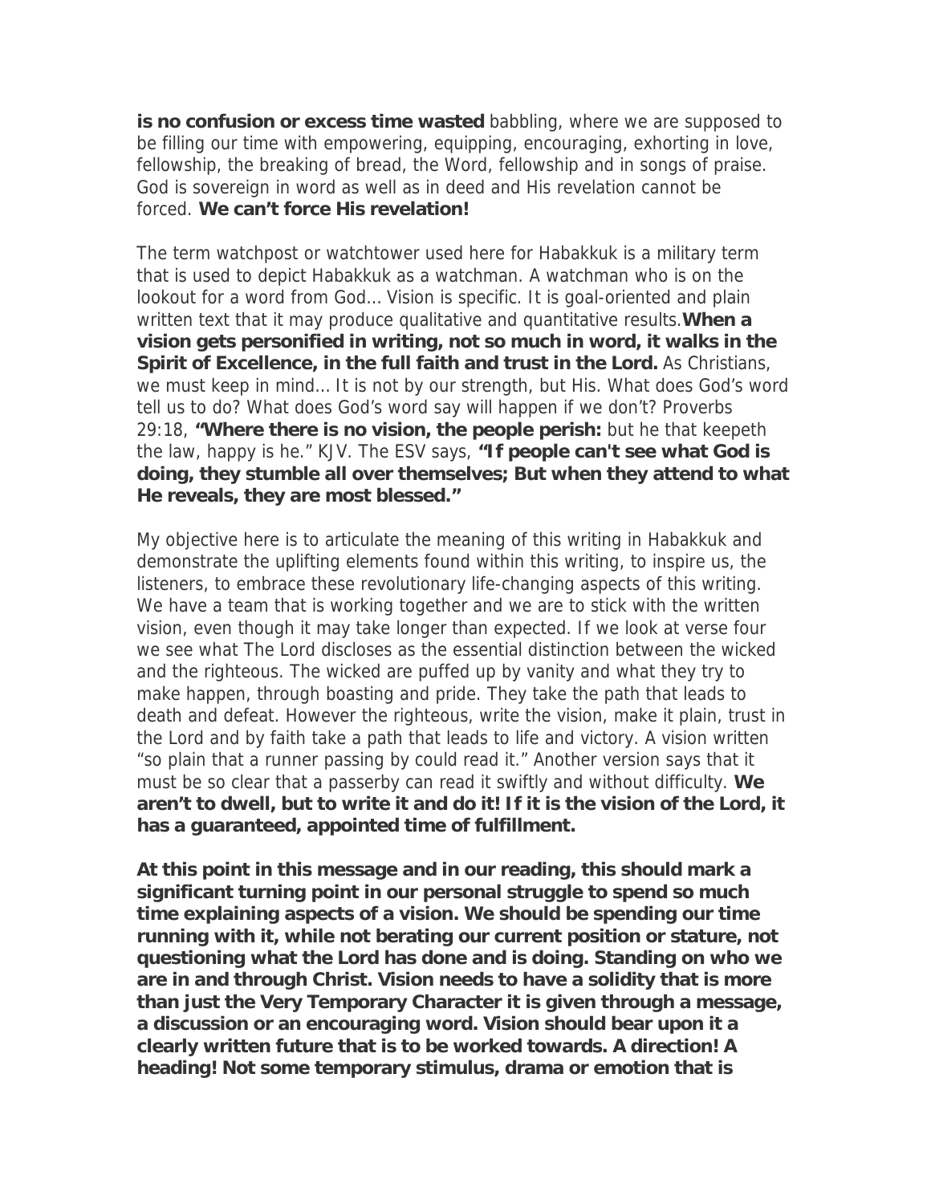**is no confusion or excess time wasted** babbling, where we are supposed to be filling our time with empowering, equipping, encouraging, exhorting in love, fellowship, the breaking of bread, the Word, fellowship and in songs of praise. God is sovereign in word as well as in deed and His revelation cannot be forced. **We can't force His revelation!**

The term watchpost or watchtower used here for Habakkuk is a military term that is used to depict Habakkuk as a watchman. A watchman who is on the lookout for a word from God… Vision is specific. It is goal-oriented and plain written text that it may produce qualitative and quantitative results.**When a vision gets personified in writing, not so much in word, it walks in the Spirit of Excellence, in the full faith and trust in the Lord.** As Christians, we must keep in mind… It is not by our strength, but His. What does God's word tell us to do? What does God's word say will happen if we don't? Proverbs 29:18, **"Where there is no vision, the people perish:** but he that keepeth the law, happy is he." KJV. The ESV says, **"If people can't see what God is doing, they stumble all over themselves; But when they attend to what He reveals, they are most blessed."**

My objective here is to articulate the meaning of this writing in Habakkuk and demonstrate the uplifting elements found within this writing, to inspire us, the listeners, to embrace these revolutionary life-changing aspects of this writing. We have a team that is working together and we are to stick with the written vision, even though it may take longer than expected. If we look at verse four we see what The Lord discloses as the essential distinction between the wicked and the righteous. The wicked are puffed up by vanity and what they try to make happen, through boasting and pride. They take the path that leads to death and defeat. However the righteous, write the vision, make it plain, trust in the Lord and by faith take a path that leads to life and victory. A vision written "so plain that a runner passing by could read it." Another version says that it must be so clear that a passerby can read it swiftly and without difficulty. **We aren't to dwell, but to write it and do it! If it is the vision of the Lord, it has a guaranteed, appointed time of fulfillment.**

**At this point in this message and in our reading, this should mark a significant turning point in our personal struggle to spend so much time explaining aspects of a vision. We should be spending our time running with it, while not berating our current position or stature, not questioning what the Lord has done and is doing. Standing on who we are in and through Christ. Vision needs to have a solidity that is more than just the Very Temporary Character it is given through a message, a discussion or an encouraging word. Vision should bear upon it a clearly written future that is to be worked towards. A direction! A heading! Not some temporary stimulus, drama or emotion that is**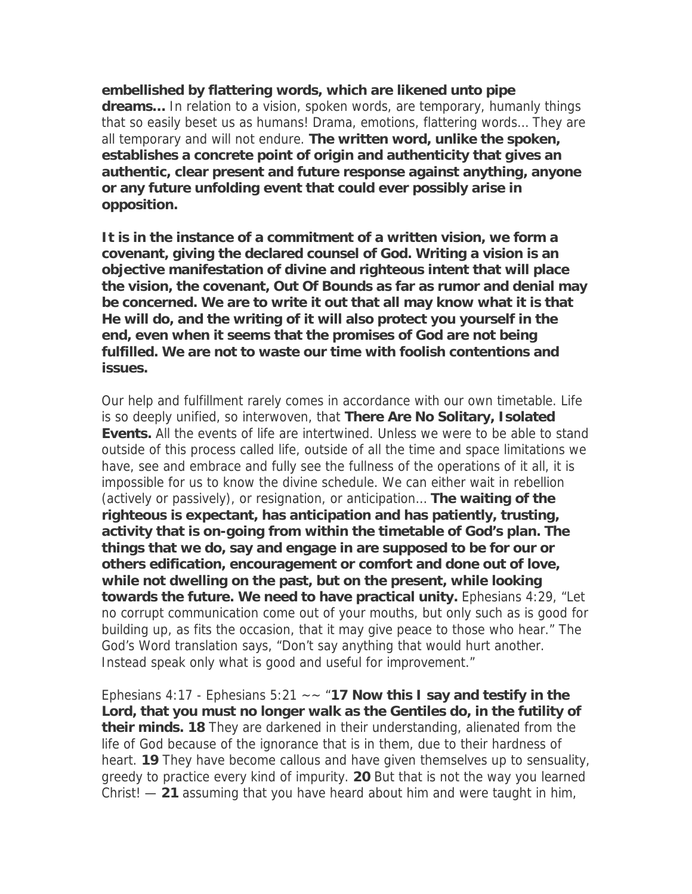**embellished by flattering words, which are likened unto pipe dreams...** In relation to a vision, spoken words, are temporary, humanly things that so easily beset us as humans! Drama, emotions, flattering words... They are all temporary and will not endure. **The written word, unlike the spoken, establishes a concrete point of origin and authenticity that gives an authentic, clear present and future response against anything, anyone or any future unfolding event that could ever possibly arise in opposition.**

**It is in the instance of a commitment of a written vision, we form a covenant, giving the declared counsel of God. Writing a vision is an objective manifestation of divine and righteous intent that will place the vision, the covenant, Out Of Bounds as far as rumor and denial may be concerned. We are to write it out that all may know what it is that He will do, and the writing of it will also protect you yourself in the end, even when it seems that the promises of God are not being fulfilled. We are not to waste our time with foolish contentions and issues.**

Our help and fulfillment rarely comes in accordance with our own timetable. Life is so deeply unified, so interwoven, that **There Are No Solitary, Isolated Events.** All the events of life are intertwined. Unless we were to be able to stand outside of this process called life, outside of all the time and space limitations we have, see and embrace and fully see the fullness of the operations of it all, it is impossible for us to know the divine schedule. We can either wait in rebellion (actively or passively), or resignation, or anticipation... **The waiting of the righteous is expectant, has anticipation and has patiently, trusting, activity that is on-going from within the timetable of God's plan. The things that we do, say and engage in are supposed to be for our or others edification, encouragement or comfort and done out of love, while not dwelling on the past, but on the present, while looking towards the future. We need to have practical unity.** Ephesians 4:29, "Let no corrupt communication come out of your mouths, but only such as is good for building up, as fits the occasion, that it may give peace to those who hear." The God's Word translation says, "Don't say anything that would hurt another. Instead speak only what is good and useful for improvement."

Ephesians 4:17 - Ephesians 5:21 ~~ "**17 Now this I say and testify in the Lord, that you must no longer walk as the Gentiles do, in the futility of their minds. 18** They are darkened in their understanding, alienated from the life of God because of the ignorance that is in them, due to their hardness of heart. **19** They have become callous and have given themselves up to sensuality, greedy to practice every kind of impurity. **20** But that is not the way you learned Christ! — **21** assuming that you have heard about him and were taught in him,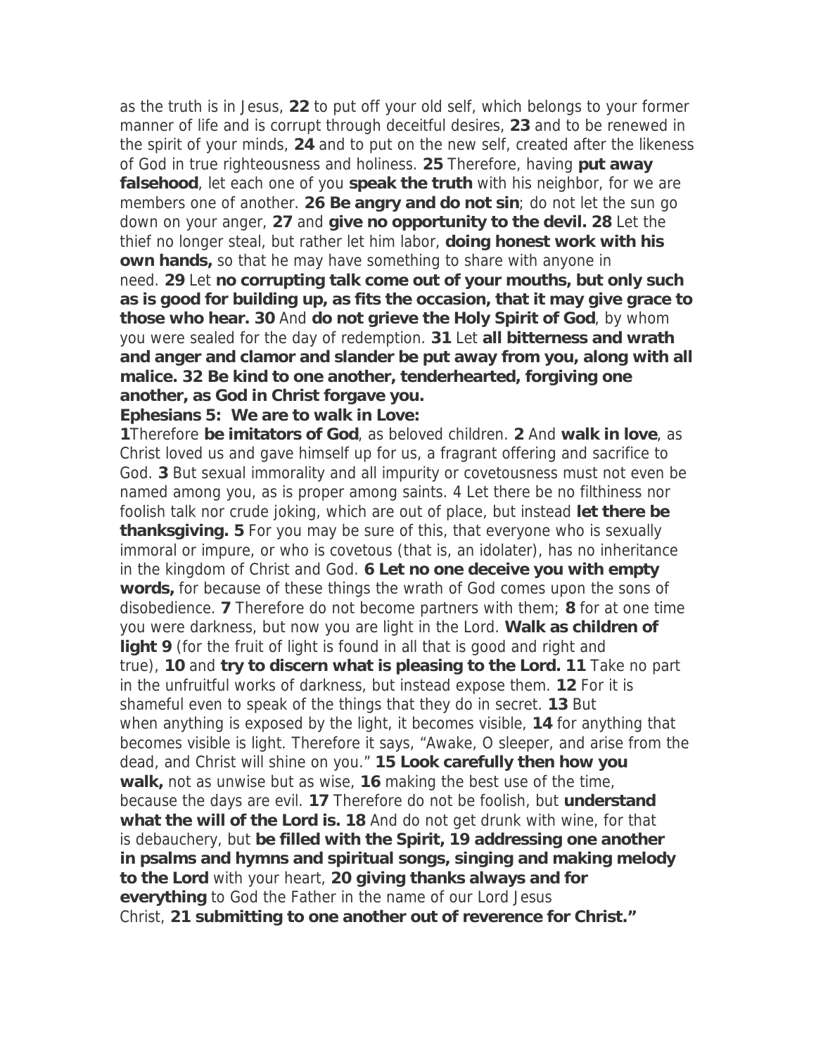as the truth is in Jesus, **22** to put off your old self, which belongs to your former manner of life and is corrupt through deceitful desires, **23** and to be renewed in the spirit of your minds, **24** and to put on the new self, created after the likeness of God in true righteousness and holiness. **25** Therefore, having **put away falsehood**, let each one of you **speak the truth** with his neighbor, for we are members one of another. **26 Be angry and do not sin**; do not let the sun go down on your anger, **27** and **give no opportunity to the devil. 28** Let the thief no longer steal, but rather let him labor, **doing honest work with his own hands,** so that he may have something to share with anyone in need. **29** Let **no corrupting talk come out of your mouths, but only such as is good for building up, as fits the occasion, that it may give grace to those who hear. 30** And **do not grieve the Holy Spirit of God**, by whom you were sealed for the day of redemption. **31** Let **all bitterness and wrath and anger and clamor and slander be put away from you, along with all malice. 32 Be kind to one another, tenderhearted, forgiving one another, as God in Christ forgave you.**

**Ephesians 5: We are to walk in Love:**

**1**Therefore **be imitators of God**, as beloved children. **2** And **walk in love**, as Christ loved us and gave himself up for us, a fragrant offering and sacrifice to God. **3** But sexual immorality and all impurity or covetousness must not even be named among you, as is proper among saints. 4 Let there be no filthiness nor foolish talk nor crude joking, which are out of place, but instead **let there be thanksgiving. 5** For you may be sure of this, that everyone who is sexually immoral or impure, or who is covetous (that is, an idolater), has no inheritance in the kingdom of Christ and God. **6 Let no one deceive you with empty words,** for because of these things the wrath of God comes upon the sons of disobedience. **7** Therefore do not become partners with them; **8** for at one time you were darkness, but now you are light in the Lord. **Walk as children of light 9** (for the fruit of light is found in all that is good and right and true), **10** and **try to discern what is pleasing to the Lord. 11** Take no part in the unfruitful works of darkness, but instead expose them. **12** For it is shameful even to speak of the things that they do in secret. **13** But when anything is exposed by the light, it becomes visible, **14** for anything that becomes visible is light. Therefore it says, "Awake, O sleeper, and arise from the dead, and Christ will shine on you." **15 Look carefully then how you walk,** not as unwise but as wise, **16** making the best use of the time, because the days are evil. **17** Therefore do not be foolish, but **understand what the will of the Lord is. 18** And do not get drunk with wine, for that is debauchery, but **be filled with the Spirit, 19 addressing one another in psalms and hymns and spiritual songs, singing and making melody to the Lord** with your heart, **20 giving thanks always and for everything** to God the Father in the name of our Lord Jesus Christ, **21 submitting to one another out of reverence for Christ."**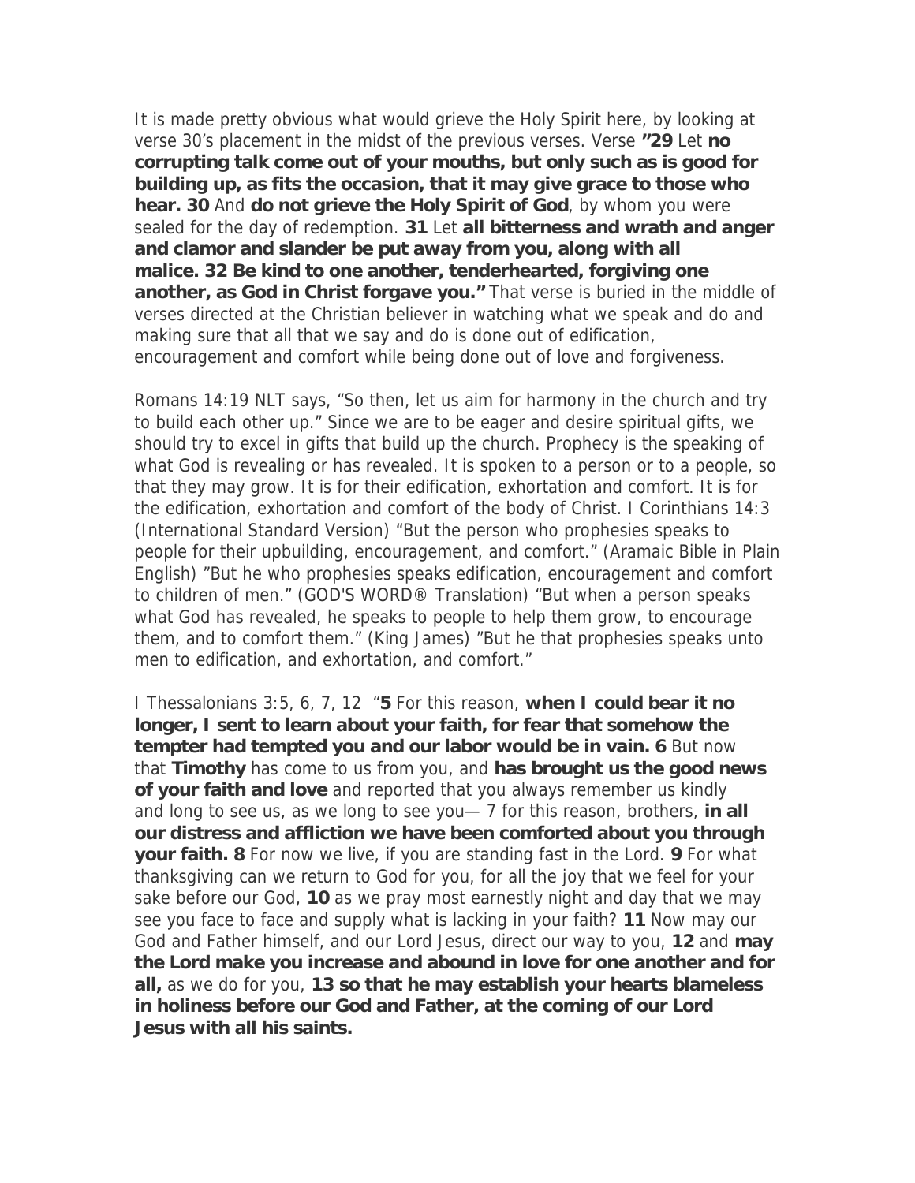It is made pretty obvious what would grieve the Holy Spirit here, by looking at verse 30's placement in the midst of the previous verses. Verse **"29** Let **no corrupting talk come out of your mouths, but only such as is good for building up, as fits the occasion, that it may give grace to those who hear. 30** And **do not grieve the Holy Spirit of God**, by whom you were sealed for the day of redemption. **31** Let **all bitterness and wrath and anger and clamor and slander be put away from you, along with all malice. 32 Be kind to one another, tenderhearted, forgiving one another, as God in Christ forgave you."** That verse is buried in the middle of verses directed at the Christian believer in watching what we speak and do and making sure that all that we say and do is done out of edification, encouragement and comfort while being done out of love and forgiveness.

Romans 14:19 NLT says, "So then, let us aim for harmony in the church and try to build each other up." Since we are to be eager and desire spiritual gifts, we should try to excel in gifts that build up the church. Prophecy is the speaking of what God is revealing or has revealed. It is spoken to a person or to a people, so that they may grow. It is for their edification, exhortation and comfort. It is for the edification, exhortation and comfort of the body of Christ. I Corinthians 14:3 (International Standard Version) "But the person who prophesies speaks to people for their upbuilding, encouragement, and comfort." (Aramaic Bible in Plain English) "But he who prophesies speaks edification, encouragement and comfort to children of men." (GOD'S WORD® Translation) "But when a person speaks what God has revealed, he speaks to people to help them grow, to encourage them, and to comfort them." (King James) "But he that prophesies speaks unto men to edification, and exhortation, and comfort."

I Thessalonians 3:5, 6, 7, 12 "**5** For this reason, **when I could bear it no longer, I sent to learn about your faith, for fear that somehow the tempter had tempted you and our labor would be in vain. 6** But now that **Timothy** has come to us from you, and **has brought us the good news of your faith and love** and reported that you always remember us kindly and long to see us, as we long to see you— 7 for this reason, brothers, **in all our distress and affliction we have been comforted about you through your faith. 8** For now we live, if you are standing fast in the Lord. **9** For what thanksgiving can we return to God for you, for all the joy that we feel for your sake before our God, **10** as we pray most earnestly night and day that we may see you face to face and supply what is lacking in your faith? **11** Now may our God and Father himself, and our Lord Jesus, direct our way to you, **12** and **may the Lord make you increase and abound in love for one another and for all,** as we do for you, **13 so that he may establish your hearts blameless in holiness before our God and Father, at the coming of our Lord Jesus with all his saints.**